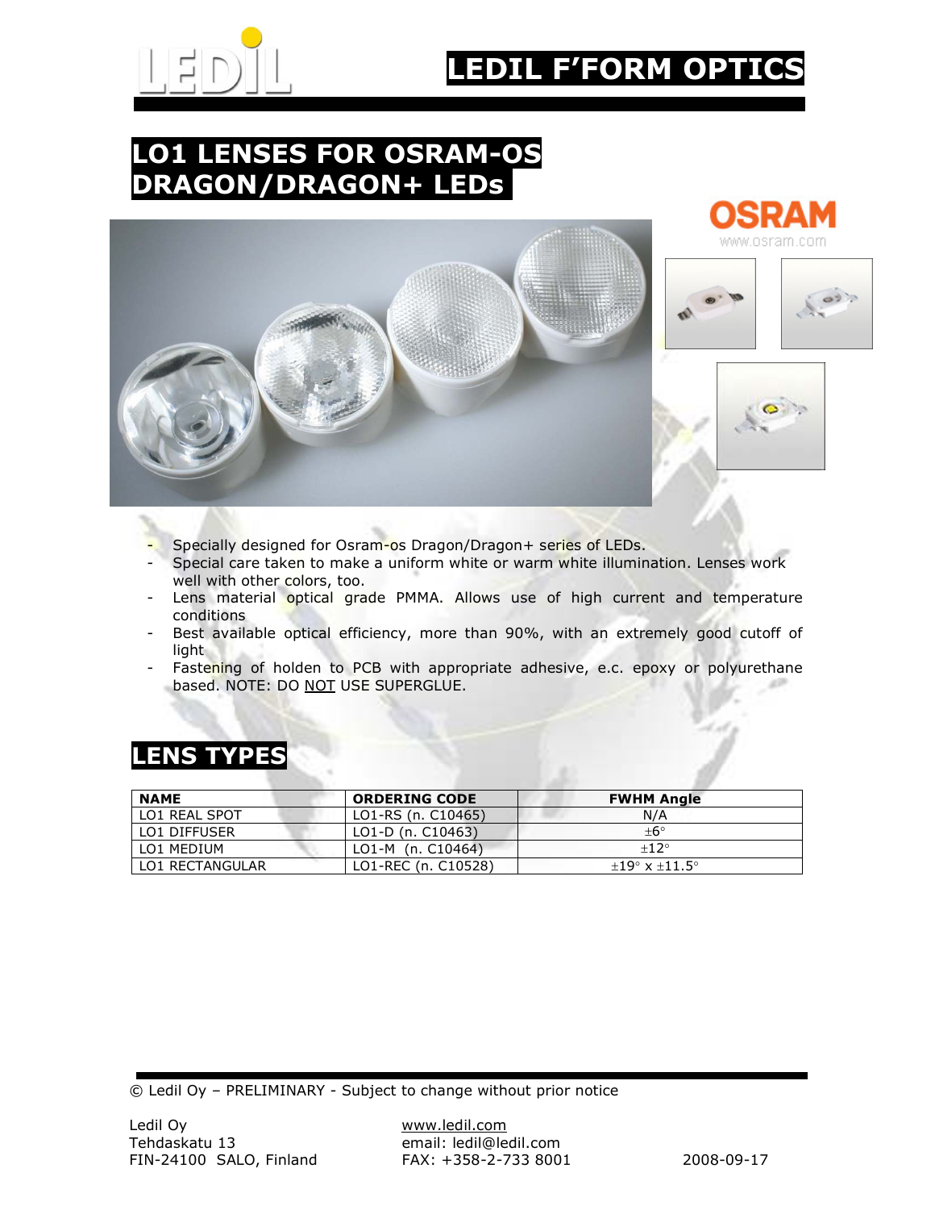# LEDIL F'FORM OPTICS

## LO1 LENSES FOR OSRAM-OS DRAGON/DRAGON+ LEDs

- Specially designed for Osram-os Dragon/Dragon+ series of LEDs.
- Special care taken to make a uniform white or warm white illumination. Lenses work well with other colors, too.
- Lens material optical grade PMMA. Allows use of high current and temperature conditions
- Best available optical efficiency, more than 90%, with an extremely good cutoff of light
- Fastening of holden to PCB with appropriate adhesive, e.c. epoxy or polyurethane based. NOTE: DO NOT USE SUPERGLUE.

## LENS TYPES

| NAME | ORDERING CODE | FWHM Angle |
|---|---|---|
| LO1 REAL SPOT | LO1-RS (n. C10465) | N/A |
| LO1 DIFFUSER | LO1-D (n. C10463) | ±6° |
| LO1 MEDIUM | LO1-M (n. C10464) | ±12° |
| LO1 RECTANGULAR | LO1-REC (n. C10528) | ±19° x ±11.5° |

© Ledil Oy – PRELIMINARY - Subject to change without prior notice

Ledil Oy
Tehdaskatu 13
FIN-24100 SALO, Finland

www.ledil.com
email: ledil@ledil.com
FAX: +358-2-733 8001

2008-09-17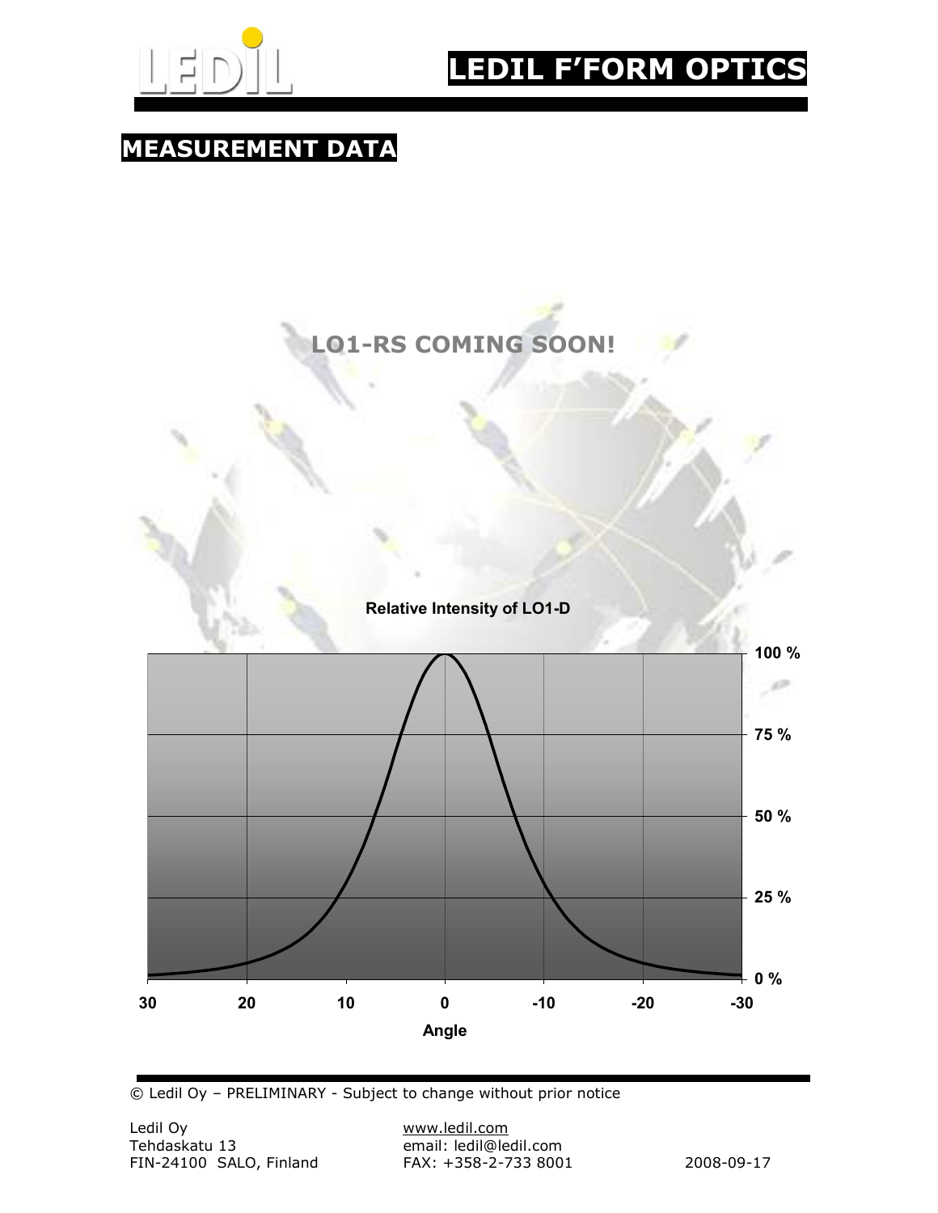## MEASUREMENT DATA

**LO1-RS COMING SOON!**

**Relative Intensity of LO1-D**

100 %

75 %

50 %

25 %

0 %

30 20 10 0 -10 -20 -30

Angle

© Ledil Oy – PRELIMINARY - Subject to change without prior notice

Ledil Oy
Tehdaskatu 13
FIN-24100 SALO, Finland

www.ledil.com
email: ledil@ledil.com
FAX: +358-2-733 8001

2008-09-17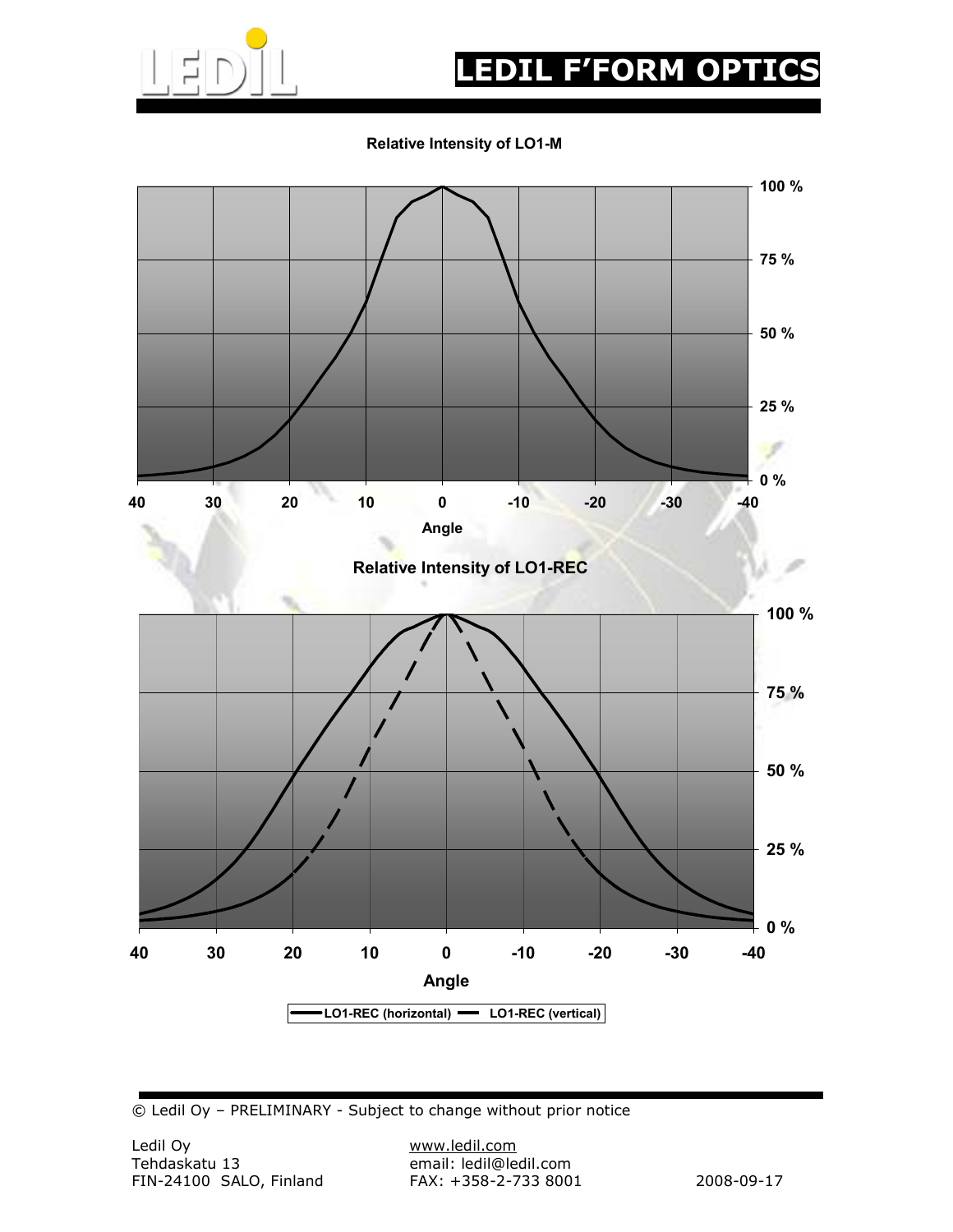# LEDIL F'FORM OPTICS

**Relative Intensity of LO1-M**

100 %
75 %
50 %
25 %
0 %

40 30 20 10 0 -10 -20 -30 -40

**Angle**

**Relative Intensity of LO1-REC**

100 %
75 %
50 %
25 %
0 %

40 30 20 10 0 -10 -20 -30 -40

**Angle**

**LO1-REC (horizontal)** **LO1-REC (vertical)**

© Ledil Oy – PRELIMINARY - Subject to change without prior notice

Ledil Oy
Tehdaskatu 13
FIN-24100 SALO, Finland

www.ledil.com
email: ledil@ledil.com
FAX: +358-2-733 8001

2008-09-17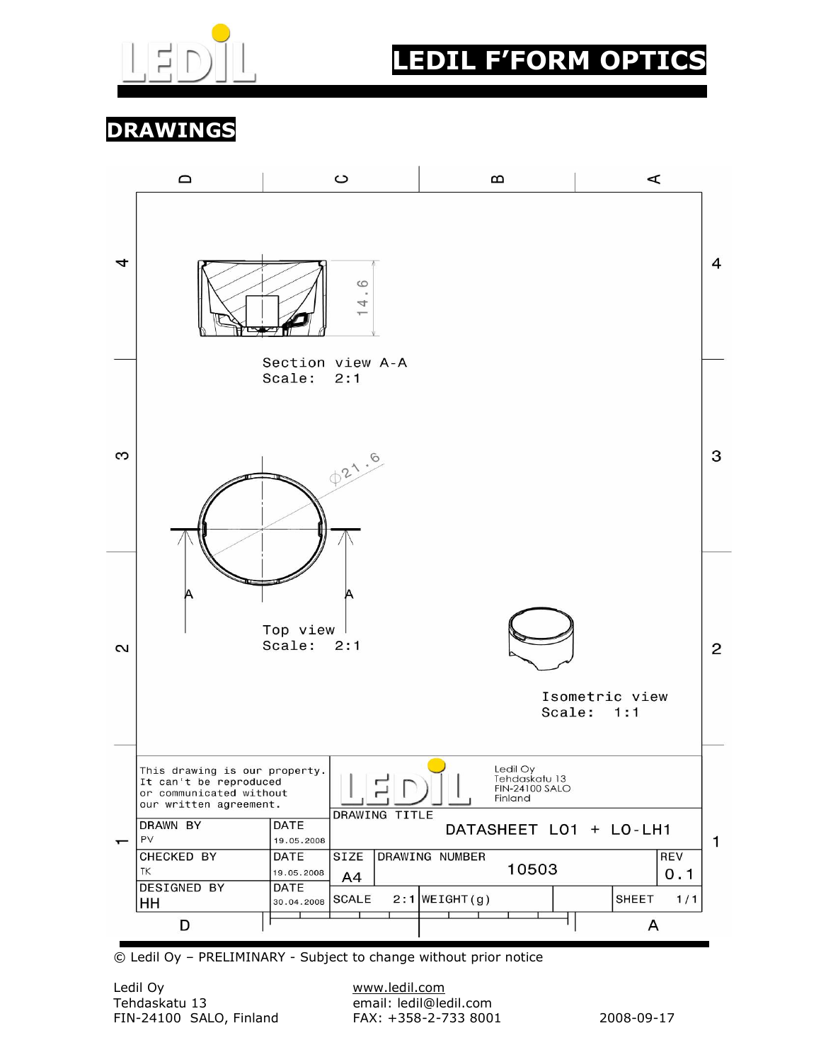# LEDIL F'FORM OPTICS

## DRAWINGS

D C B A

4

14.6

Section view A-A
Scale: 2:1

3

Φ21.6

A A

Top view
Scale: 2:1

2

Isometric view
Scale: 1:1

1

| | | | | | | |
|---|---|---|---|---|---|---|
| This drawing is our property. It can't be reproduced or communicated without our written agreement. | | Ledil Oy Tehdaskatu 13 FIN-24100 SALO Finland | | | | |
| DRAWN BY PV | DATE 19.05.2008 | DRAWING TITLE DATASHEET LO1 + LO-LH1 | | | | |
| CHECKED BY TK | DATE 19.05.2008 | SIZE A4 | DRAWING NUMBER 10503 | | | REV 0.1 |
| DESIGNED BY HH | DATE 30.04.2008 | SCALE 2:1 | WEIGHT(g) | | SHEET 1/1 | |

D A

© Ledil Oy – PRELIMINARY - Subject to change without prior notice

Ledil Oy
Tehdaskatu 13
FIN-24100 SALO, Finland

www.ledil.com
email: ledil@ledil.com
FAX: +358-2-733 8001

2008-09-17